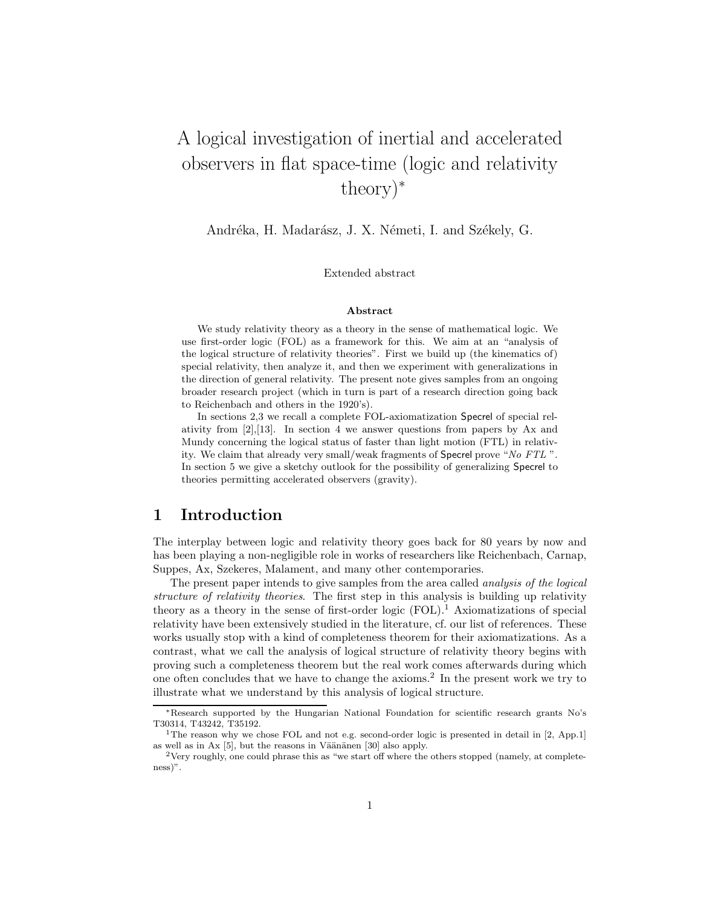# A logical investigation of inertial and accelerated observers in flat space-time (logic and relativity theory)*

Andréka, H. Madarász, J. X. Németi, I. and Székely, G.

Extended abstract

**Abstract**

We study relativity theory as a theory in the sense of mathematical logic. We use first-order logic (FOL) as a framework for this. We aim at an "analysis of the logical structure of relativity theories". First we build up (the kinematics of) special relativity, then analyze it, and then we experiment with generalizations in the direction of general relativity. The present note gives samples from an ongoing broader research project (which in turn is part of a research direction going back to Reichenbach and others in the 1920's).

In sections 2,3 we recall a complete FOL-axiomatization Specrel of special relativity from [2],[13]. In section 4 we answer questions from papers by Ax and Mundy concerning the logical status of faster than light motion (FTL) in relativity. We claim that already very small/weak fragments of Specrel prove "*No FTL* ". In section 5 we give a sketchy outlook for the possibility of generalizing Specrel to theories permitting accelerated observers (gravity).

## 1 Introduction

The interplay between logic and relativity theory goes back for 80 years by now and has been playing a non-negligible role in works of researchers like Reichenbach, Carnap, Suppes, Ax, Szekeres, Malament, and many other contemporaries.

The present paper intends to give samples from the area called *analysis of the logical structure of relativity theories*. The first step in this analysis is building up relativity theory as a theory in the sense of first-order logic (FOL).[1] Axiomatizations of special relativity have been extensively studied in the literature, cf. our list of references. These works usually stop with a kind of completeness theorem for their axiomatizations. As a contrast, what we call the analysis of logical structure of relativity theory begins with proving such a completeness theorem but the real work comes afterwards during which one often concludes that we have to change the axioms.[2] In the present work we try to illustrate what we understand by this analysis of logical structure.

---

*Research supported by the Hungarian National Foundation for scientific research grants No's T30314, T43242, T35192.

[1] The reason why we chose FOL and not e.g. second-order logic is presented in detail in [2, App.1] as well as in Ax [5], but the reasons in Väänänen [30] also apply.

[2] Very roughly, one could phrase this as "we start off where the others stopped (namely, at completeness)".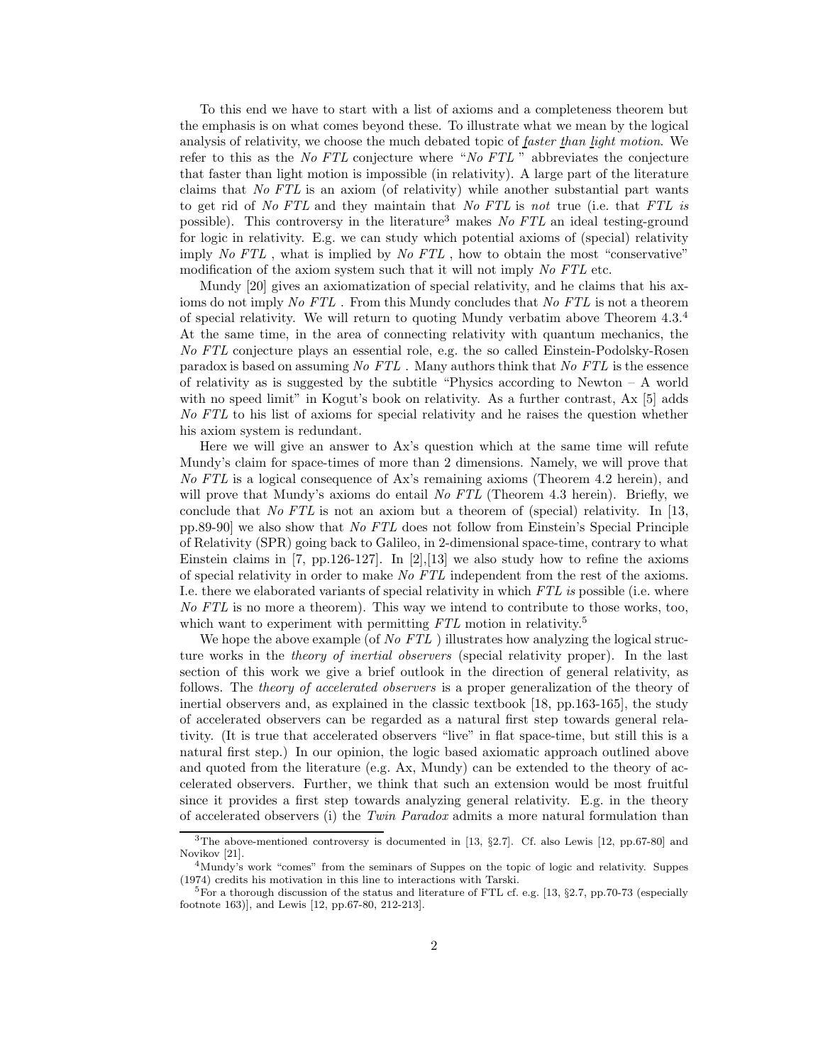To this end we have to start with a list of axioms and a completeness theorem but the emphasis is on what comes beyond these. To illustrate what we mean by the logical analysis of relativity, we choose the much debated topic of *faster than light motion*. We refer to this as the *No FTL* conjecture where "*No FTL* " abbreviates the conjecture that faster than light motion is impossible (in relativity). A large part of the literature claims that *No FTL* is an axiom (of relativity) while another substantial part wants to get rid of *No FTL* and they maintain that *No FTL* is *not* true (i.e. that *FTL is* possible). This controversy in the literature[3] makes *No FTL* an ideal testing-ground for logic in relativity. E.g. we can study which potential axioms of (special) relativity imply *No FTL* , what is implied by *No FTL* , how to obtain the most "conservative" modification of the axiom system such that it will not imply *No FTL* etc.

Mundy [20] gives an axiomatization of special relativity, and he claims that his axioms do not imply *No FTL* . From this Mundy concludes that *No FTL* is not a theorem of special relativity. We will return to quoting Mundy verbatim above Theorem 4.3.[4] At the same time, in the area of connecting relativity with quantum mechanics, the *No FTL* conjecture plays an essential role, e.g. the so called Einstein-Podolsky-Rosen paradox is based on assuming *No FTL* . Many authors think that *No FTL* is the essence of relativity as is suggested by the subtitle "Physics according to Newton – A world with no speed limit" in Kogut's book on relativity. As a further contrast, Ax [5] adds *No FTL* to his list of axioms for special relativity and he raises the question whether his axiom system is redundant.

Here we will give an answer to Ax's question which at the same time will refute Mundy's claim for space-times of more than 2 dimensions. Namely, we will prove that *No FTL* is a logical consequence of Ax's remaining axioms (Theorem 4.2 herein), and will prove that Mundy's axioms do entail *No FTL* (Theorem 4.3 herein). Briefly, we conclude that *No FTL* is not an axiom but a theorem of (special) relativity. In [13, pp.89-90] we also show that *No FTL* does not follow from Einstein's Special Principle of Relativity (SPR) going back to Galileo, in 2-dimensional space-time, contrary to what Einstein claims in [7, pp.126-127]. In [2],[13] we also study how to refine the axioms of special relativity in order to make *No FTL* independent from the rest of the axioms. I.e. there we elaborated variants of special relativity in which *FTL is* possible (i.e. where *No FTL* is no more a theorem). This way we intend to contribute to those works, too, which want to experiment with permitting *FTL* motion in relativity.[5]

We hope the above example (of *No FTL* ) illustrates how analyzing the logical structure works in the *theory of inertial observers* (special relativity proper). In the last section of this work we give a brief outlook in the direction of general relativity, as follows. The *theory of accelerated observers* is a proper generalization of the theory of inertial observers and, as explained in the classic textbook [18, pp.163-165], the study of accelerated observers can be regarded as a natural first step towards general relativity. (It is true that accelerated observers "live" in flat space-time, but still this is a natural first step.) In our opinion, the logic based axiomatic approach outlined above and quoted from the literature (e.g. Ax, Mundy) can be extended to the theory of accelerated observers. Further, we think that such an extension would be most fruitful since it provides a first step towards analyzing general relativity. E.g. in the theory of accelerated observers (i) the *Twin Paradox* admits a more natural formulation than

[3] The above-mentioned controversy is documented in [13, §2.7]. Cf. also Lewis [12, pp.67-80] and Novikov [21].

[4] Mundy's work "comes" from the seminars of Suppes on the topic of logic and relativity. Suppes (1974) credits his motivation in this line to interactions with Tarski.

[5] For a thorough discussion of the status and literature of FTL cf. e.g. [13, §2.7, pp.70-73 (especially footnote 163)], and Lewis [12, pp.67-80, 212-213].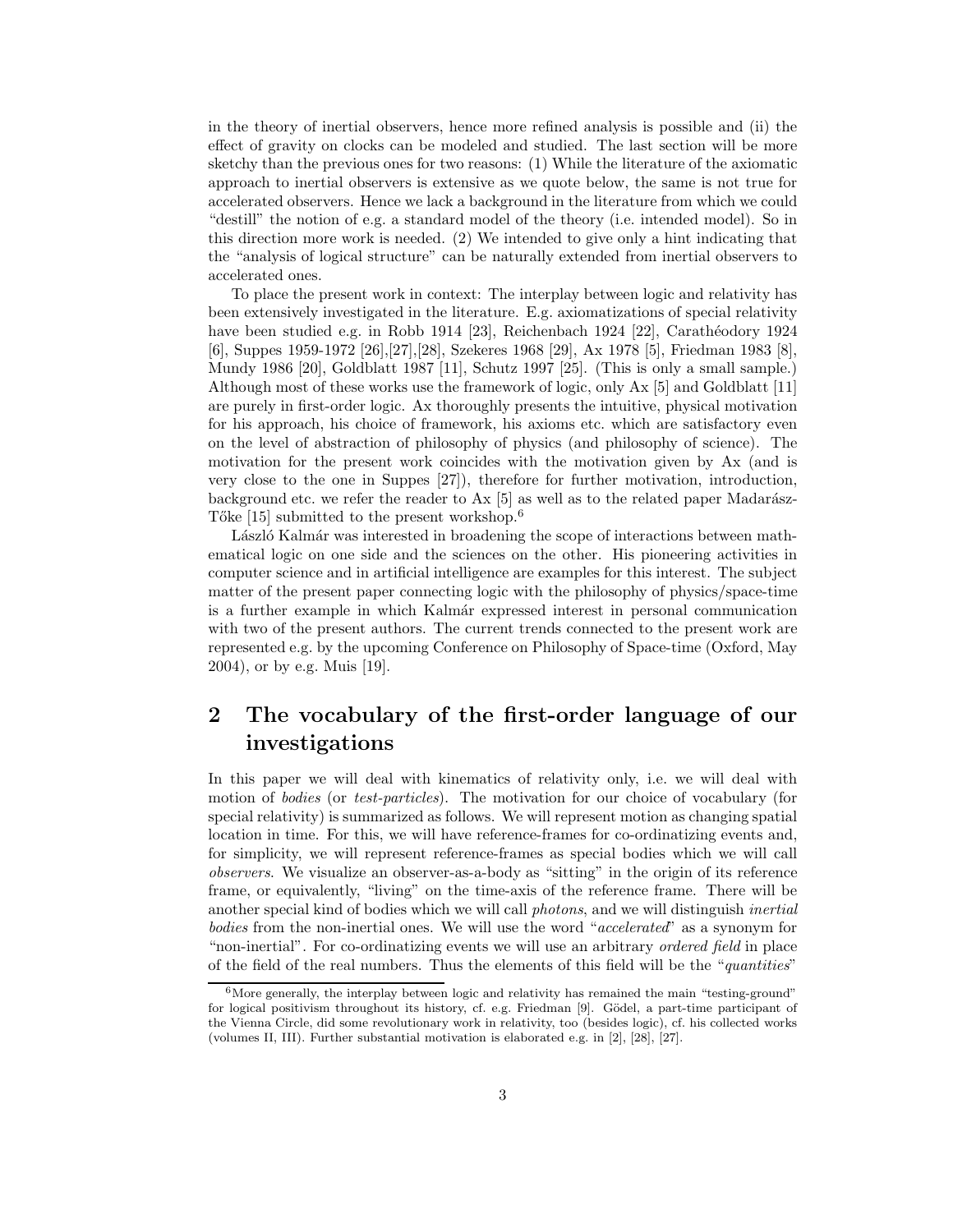in the theory of inertial observers, hence more refined analysis is possible and (ii) the effect of gravity on clocks can be modeled and studied. The last section will be more sketchy than the previous ones for two reasons: (1) While the literature of the axiomatic approach to inertial observers is extensive as we quote below, the same is not true for accelerated observers. Hence we lack a background in the literature from which we could "destill" the notion of e.g. a standard model of the theory (i.e. intended model). So in this direction more work is needed. (2) We intended to give only a hint indicating that the "analysis of logical structure" can be naturally extended from inertial observers to accelerated ones.

To place the present work in context: The interplay between logic and relativity has been extensively investigated in the literature. E.g. axiomatizations of special relativity have been studied e.g. in Robb 1914 [23], Reichenbach 1924 [22], Carathéodory 1924 [6], Suppes 1959-1972 [26],[27],[28], Szekeres 1968 [29], Ax 1978 [5], Friedman 1983 [8], Mundy 1986 [20], Goldblatt 1987 [11], Schutz 1997 [25]. (This is only a small sample.) Although most of these works use the framework of logic, only Ax [5] and Goldblatt [11] are purely in first-order logic. Ax thoroughly presents the intuitive, physical motivation for his approach, his choice of framework, his axioms etc. which are satisfactory even on the level of abstraction of philosophy of physics (and philosophy of science). The motivation for the present work coincides with the motivation given by Ax (and is very close to the one in Suppes [27]), therefore for further motivation, introduction, background etc. we refer the reader to Ax [5] as well as to the related paper Madarász-Tőke [15] submitted to the present workshop.[6]

László Kalmár was interested in broadening the scope of interactions between mathematical logic on one side and the sciences on the other. His pioneering activities in computer science and in artificial intelligence are examples for this interest. The subject matter of the present paper connecting logic with the philosophy of physics/space-time is a further example in which Kalmár expressed interest in personal communication with two of the present authors. The current trends connected to the present work are represented e.g. by the upcoming Conference on Philosophy of Space-time (Oxford, May 2004), or by e.g. Muis [19].

## 2 The vocabulary of the first-order language of our investigations

In this paper we will deal with kinematics of relativity only, i.e. we will deal with motion of *bodies* (or *test-particles*). The motivation for our choice of vocabulary (for special relativity) is summarized as follows. We will represent motion as changing spatial location in time. For this, we will have reference-frames for co-ordinatizing events and, for simplicity, we will represent reference-frames as special bodies which we will call *observers*. We visualize an observer-as-a-body as "sitting" in the origin of its reference frame, or equivalently, "living" on the time-axis of the reference frame. There will be another special kind of bodies which we will call *photons*, and we will distinguish *inertial bodies* from the non-inertial ones. We will use the word "*accelerated*" as a synonym for "non-inertial". For co-ordinatizing events we will use an arbitrary *ordered field* in place of the field of the real numbers. Thus the elements of this field will be the "*quantities*"

[6] More generally, the interplay between logic and relativity has remained the main "testing-ground" for logical positivism throughout its history, cf. e.g. Friedman [9]. Gödel, a part-time participant of the Vienna Circle, did some revolutionary work in relativity, too (besides logic), cf. his collected works (volumes II, III). Further substantial motivation is elaborated e.g. in [2], [28], [27].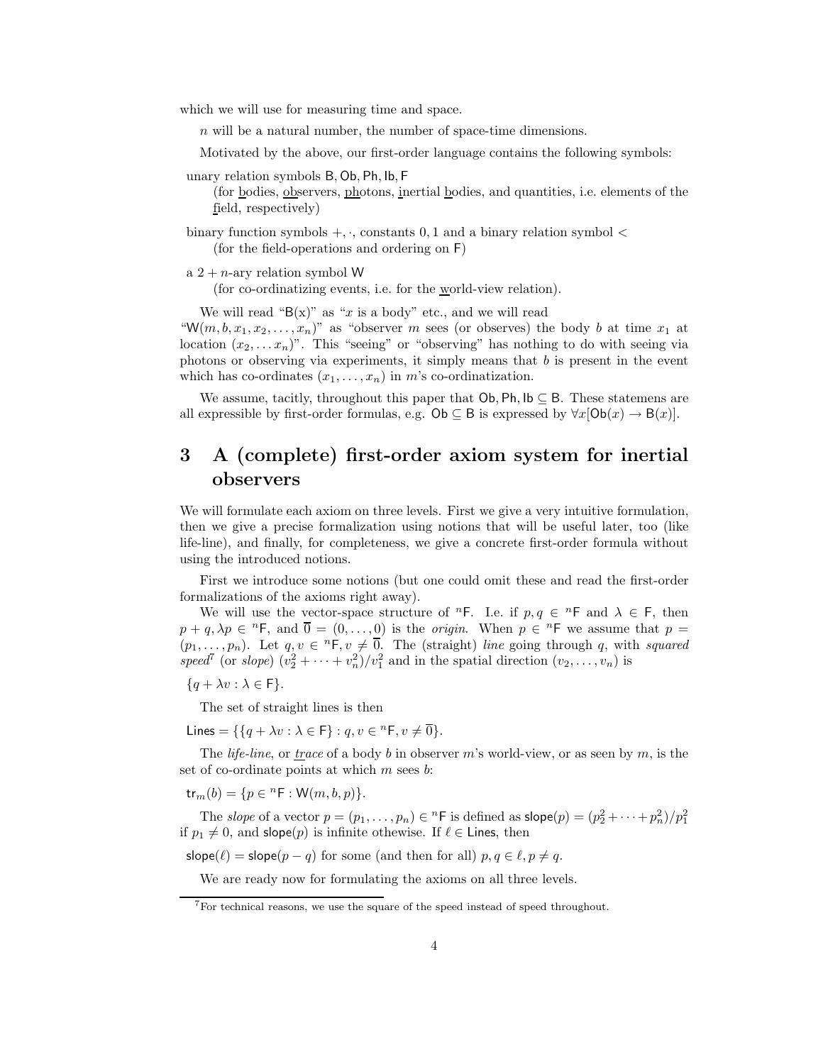which we will use for measuring time and space.

$n$ will be a natural number, the number of space-time dimensions.

Motivated by the above, our first-order language contains the following symbols:

unary relation symbols $\mathsf{B}, \mathsf{Ob}, \mathsf{Ph}, \mathsf{Ib}, \mathsf{F}$
(for bodies, observers, photons, inertial bodies, and quantities, i.e. elements of the field, respectively)

binary function symbols $+, \cdot$, constants $0, 1$ and a binary relation symbol $<$
(for the field-operations and ordering on $\mathsf{F}$)

a $2+n$-ary relation symbol $\mathsf{W}$
(for co-ordinatizing events, i.e. for the world-view relation).

We will read "$\mathsf{B}(x)$" as "$x$ is a body" etc., and we will read "$\mathsf{W}(m, b, x_1, x_2, \ldots, x_n)$" as "observer $m$ sees (or observes) the body $b$ at time $x_1$ at location $(x_2, \ldots x_n)$". This "seeing" or "observing" has nothing to do with seeing via photons or observing via experiments, it simply means that $b$ is present in the event which has co-ordinates $(x_1, \ldots, x_n)$ in $m$'s co-ordinatization.

We assume, tacitly, throughout this paper that $\mathsf{Ob}, \mathsf{Ph}, \mathsf{Ib} \subseteq \mathsf{B}$. These statemens are all expressible by first-order formulas, e.g. $\mathsf{Ob} \subseteq \mathsf{B}$ is expressed by $\forall x[\mathsf{Ob}(x) \to \mathsf{B}(x)]$.

# 3 A (complete) first-order axiom system for inertial observers

We will formulate each axiom on three levels. First we give a very intuitive formulation, then we give a precise formalization using notions that will be useful later, too (like life-line), and finally, for completeness, we give a concrete first-order formula without using the introduced notions.

First we introduce some notions (but one could omit these and read the first-order formalizations of the axioms right away).

We will use the vector-space structure of ${}^n\mathsf{F}$. I.e. if $p, q \in {}^n\mathsf{F}$ and $\lambda \in \mathsf{F}$, then $p + q, \lambda p \in {}^n\mathsf{F}$, and $\overline{0} = (0, \ldots, 0)$ is the *origin*. When $p \in {}^n\mathsf{F}$ we assume that $p = (p_1, \ldots, p_n)$. Let $q, v \in {}^n\mathsf{F}, v \neq \overline{0}$. The (straight) *line* going through $q$, with *squared speed*[7] (or *slope*) $(v_2^2 + \cdots + v_n^2)/v_1^2$ and in the spatial direction $(v_2, \ldots, v_n)$ is

$\{q + \lambda v : \lambda \in \mathsf{F}\}$.

The set of straight lines is then

$\mathsf{Lines} = \{\{q + \lambda v : \lambda \in \mathsf{F}\} : q, v \in {}^n\mathsf{F}, v \neq \overline{0}\}$.

The *life-line*, or *trace* of a body $b$ in observer $m$'s world-view, or as seen by $m$, is the set of co-ordinate points at which $m$ sees $b$:

$\mathsf{tr}_m(b) = \{p \in {}^n\mathsf{F} : \mathsf{W}(m, b, p)\}$.

The *slope* of a vector $p = (p_1, \ldots, p_n) \in {}^n\mathsf{F}$ is defined as $\mathsf{slope}(p) = (p_2^2 + \cdots + p_n^2)/p_1^2$ if $p_1 \neq 0$, and $\mathsf{slope}(p)$ is infinite othewise. If $\ell \in \mathsf{Lines}$, then

$\mathsf{slope}(\ell) = \mathsf{slope}(p - q)$ for some (and then for all) $p, q \in \ell, p \neq q$.

We are ready now for formulating the axioms on all three levels.

[7] For technical reasons, we use the square of the speed instead of speed throughout.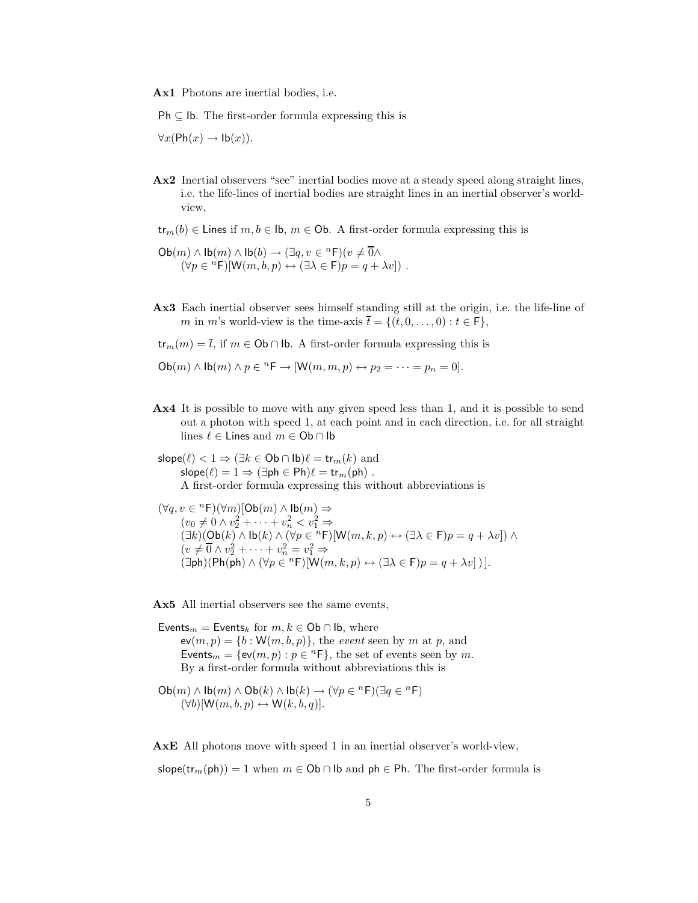**Ax1** Photons are inertial bodies, i.e.

$\mathsf{Ph} \subseteq \mathsf{Ib}$. The first-order formula expressing this is

$\forall x(\mathsf{Ph}(x) \rightarrow \mathsf{Ib}(x))$.

**Ax2** Inertial observers "see" inertial bodies move at a steady speed along straight lines, i.e. the life-lines of inertial bodies are straight lines in an inertial observer's world-view,

$\mathsf{tr}_m(b) \in \mathsf{Lines}$ if $m, b \in \mathsf{Ib}$, $m \in \mathsf{Ob}$. A first-order formula expressing this is

$$\mathsf{Ob}(m) \wedge \mathsf{Ib}(m) \wedge \mathsf{Ib}(b) \rightarrow (\exists q, v \in {}^n\mathsf{F})(v \neq \overline{0} \wedge (\forall p \in {}^n\mathsf{F})[\mathsf{W}(m,b,p) \leftrightarrow (\exists \lambda \in \mathsf{F})p = q + \lambda v]) \ .$$

**Ax3** Each inertial observer sees himself standing still at the origin, i.e. the life-line of $m$ in $m$'s world-view is the time-axis $\overline{t} = \{(t, 0, \dots, 0) : t \in \mathsf{F}\}$,

$\mathsf{tr}_m(m) = \overline{t}$, if $m \in \mathsf{Ob} \cap \mathsf{Ib}$. A first-order formula expressing this is

$$\mathsf{Ob}(m) \wedge \mathsf{Ib}(m) \wedge p \in {}^n\mathsf{F} \rightarrow [\mathsf{W}(m,m,p) \leftrightarrow p_2 = \dots = p_n = 0].$$

**Ax4** It is possible to move with any given speed less than 1, and it is possible to send out a photon with speed 1, at each point and in each direction, i.e. for all straight lines $\ell \in \mathsf{Lines}$ and $m \in \mathsf{Ob} \cap \mathsf{Ib}$

$\mathsf{slope}(\ell) < 1 \Rightarrow (\exists k \in \mathsf{Ob} \cap \mathsf{Ib})\ell = \mathsf{tr}_m(k)$ and
$\mathsf{slope}(\ell) = 1 \Rightarrow (\exists \mathsf{ph} \in \mathsf{Ph})\ell = \mathsf{tr}_m(\mathsf{ph})$ .
A first-order formula expressing this without abbreviations is

$$(\forall q, v \in {}^n\mathsf{F})(\forall m)[\mathsf{Ob}(m) \wedge \mathsf{Ib}(m) \Rightarrow (v_0 \neq 0 \wedge v_2^2 + \dots + v_n^2 < v_1^2 \Rightarrow (\exists k)(\mathsf{Ob}(k) \wedge \mathsf{Ib}(k) \wedge (\forall p \in {}^n\mathsf{F})[\mathsf{W}(m,k,p) \leftrightarrow (\exists \lambda \in \mathsf{F})p = q + \lambda v]) \wedge (v \neq \overline{0} \wedge v_2^2 + \dots + v_n^2 = v_1^2 \Rightarrow (\exists \mathsf{ph})(\mathsf{Ph}(\mathsf{ph}) \wedge (\forall p \in {}^n\mathsf{F})[\mathsf{W}(m,k,p) \leftrightarrow (\exists \lambda \in \mathsf{F})p = q + \lambda v]\,)\,].$$

**Ax5** All inertial observers see the same events,

$\mathsf{Events}_m = \mathsf{Events}_k$ for $m, k \in \mathsf{Ob} \cap \mathsf{Ib}$, where
$\mathsf{ev}(m,p) = \{b : \mathsf{W}(m,b,p)\}$, the *event* seen by $m$ at $p$, and
$\mathsf{Events}_m = \{\mathsf{ev}(m,p) : p \in {}^n\mathsf{F}\}$, the set of events seen by $m$.
By a first-order formula without abbreviations this is

$$\mathsf{Ob}(m) \wedge \mathsf{Ib}(m) \wedge \mathsf{Ob}(k) \wedge \mathsf{Ib}(k) \rightarrow (\forall p \in {}^n\mathsf{F})(\exists q \in {}^n\mathsf{F})(\forall b)[\mathsf{W}(m,b,p) \leftrightarrow \mathsf{W}(k,b,q)].$$

**AxE** All photons move with speed 1 in an inertial observer's world-view,

$\mathsf{slope}(\mathsf{tr}_m(\mathsf{ph})) = 1$ when $m \in \mathsf{Ob} \cap \mathsf{Ib}$ and $\mathsf{ph} \in \mathsf{Ph}$. The first-order formula is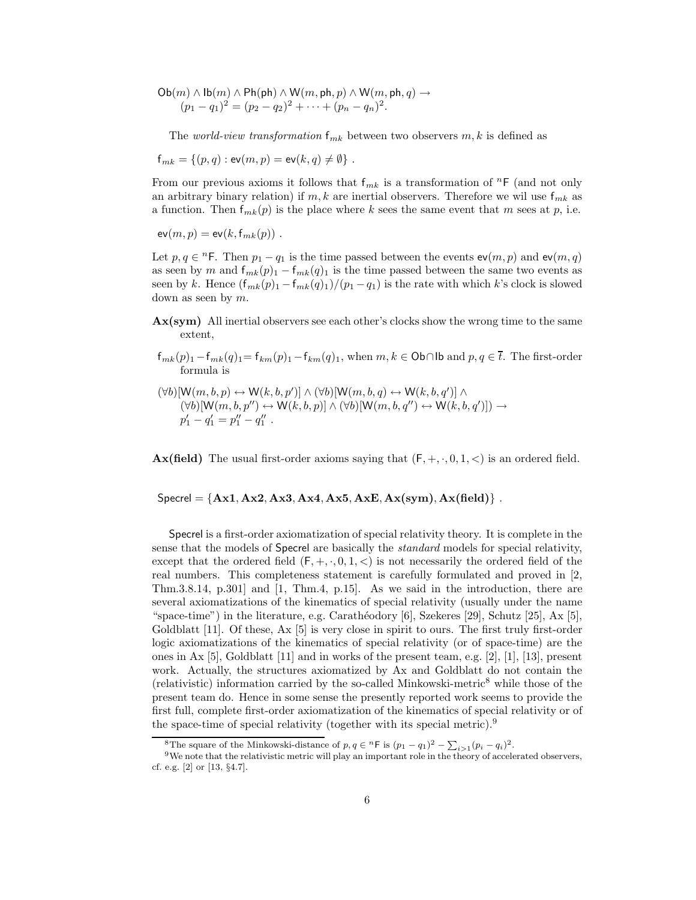$$\mathsf{Ob}(m) \wedge \mathsf{Ib}(m) \wedge \mathsf{Ph}(\mathsf{ph}) \wedge \mathsf{W}(m, \mathsf{ph}, p) \wedge \mathsf{W}(m, \mathsf{ph}, q) \rightarrow$$
$$(p_1 - q_1)^2 = (p_2 - q_2)^2 + \cdots + (p_n - q_n)^2.$$

The *world-view transformation* $\mathsf{f}_{mk}$ between two observers $m, k$ is defined as

$$\mathsf{f}_{mk} = \{(p, q) : \mathsf{ev}(m, p) = \mathsf{ev}(k, q) \neq \emptyset\} .$$

From our previous axioms it follows that $\mathsf{f}_{mk}$ is a transformation of ${}^n\mathsf{F}$ (and not only an arbitrary binary relation) if $m, k$ are inertial observers. Therefore we wil use $\mathsf{f}_{mk}$ as a function. Then $\mathsf{f}_{mk}(p)$ is the place where $k$ sees the same event that $m$ sees at $p$, i.e.

$$\mathsf{ev}(m, p) = \mathsf{ev}(k, \mathsf{f}_{mk}(p)) .$$

Let $p, q \in {}^n\mathsf{F}$. Then $p_1 - q_1$ is the time passed between the events $\mathsf{ev}(m, p)$ and $\mathsf{ev}(m, q)$ as seen by $m$ and $\mathsf{f}_{mk}(p)_1 - \mathsf{f}_{mk}(q)_1$ is the time passed between the same two events as seen by $k$. Hence $(\mathsf{f}_{mk}(p)_1 - \mathsf{f}_{mk}(q)_1)/(p_1 - q_1)$ is the rate with which $k$'s clock is slowed down as seen by $m$.

**Ax(sym)** All inertial observers see each other's clocks show the wrong time to the same extent,

$\mathsf{f}_{mk}(p)_1 - \mathsf{f}_{mk}(q)_1 = \mathsf{f}_{km}(p)_1 - \mathsf{f}_{km}(q)_1$, when $m, k \in \mathsf{Ob} \cap \mathsf{Ib}$ and $p, q \in \bar{t}$. The first-order formula is

$$(\forall b)[\mathsf{W}(m, b, p) \leftrightarrow \mathsf{W}(k, b, p')] \wedge (\forall b)[\mathsf{W}(m, b, q) \leftrightarrow \mathsf{W}(k, b, q')] \wedge$$
$$(\forall b)[\mathsf{W}(m, b, p'') \leftrightarrow \mathsf{W}(k, b, p)] \wedge (\forall b)[\mathsf{W}(m, b, q'') \leftrightarrow \mathsf{W}(k, b, q')]) \rightarrow$$
$$p'_1 - q'_1 = p''_1 - q''_1 .$$

**Ax(field)** The usual first-order axioms saying that $(\mathsf{F}, +, \cdot, 0, 1, <)$ is an ordered field.

$$\mathsf{Specrel} = \{\mathbf{Ax1}, \mathbf{Ax2}, \mathbf{Ax3}, \mathbf{Ax4}, \mathbf{Ax5}, \mathbf{AxE}, \mathbf{Ax(sym)}, \mathbf{Ax(field)}\} .$$

Specrel is a first-order axiomatization of special relativity theory. It is complete in the sense that the models of Specrel are basically the *standard* models for special relativity, except that the ordered field $(\mathsf{F}, +, \cdot, 0, 1, <)$ is not necessarily the ordered field of the real numbers. This completeness statement is carefully formulated and proved in [2, Thm.3.8.14, p.301] and [1, Thm.4, p.15]. As we said in the introduction, there are several axiomatizations of the kinematics of special relativity (usually under the name "space-time") in the literature, e.g. Carathéodory [6], Szekeres [29], Schutz [25], Ax [5], Goldblatt [11]. Of these, Ax [5] is very close in spirit to ours. The first truly first-order logic axiomatizations of the kinematics of special relativity (or of space-time) are the ones in Ax [5], Goldblatt [11] and in works of the present team, e.g. [2], [1], [13], present work. Actually, the structures axiomatized by Ax and Goldblatt do not contain the (relativistic) information carried by the so-called Minkowski-metric[8] while those of the present team do. Hence in some sense the presently reported work seems to provide the first full, complete first-order axiomatization of the kinematics of special relativity or of the space-time of special relativity (together with its special metric).[9]

[8] The square of the Minkowski-distance of $p, q \in {}^n\mathsf{F}$ is $(p_1 - q_1)^2 - \sum_{i>1}(p_i - q_i)^2$.

[9] We note that the relativistic metric will play an important role in the theory of accelerated observers, cf. e.g. [2] or [13, §4.7].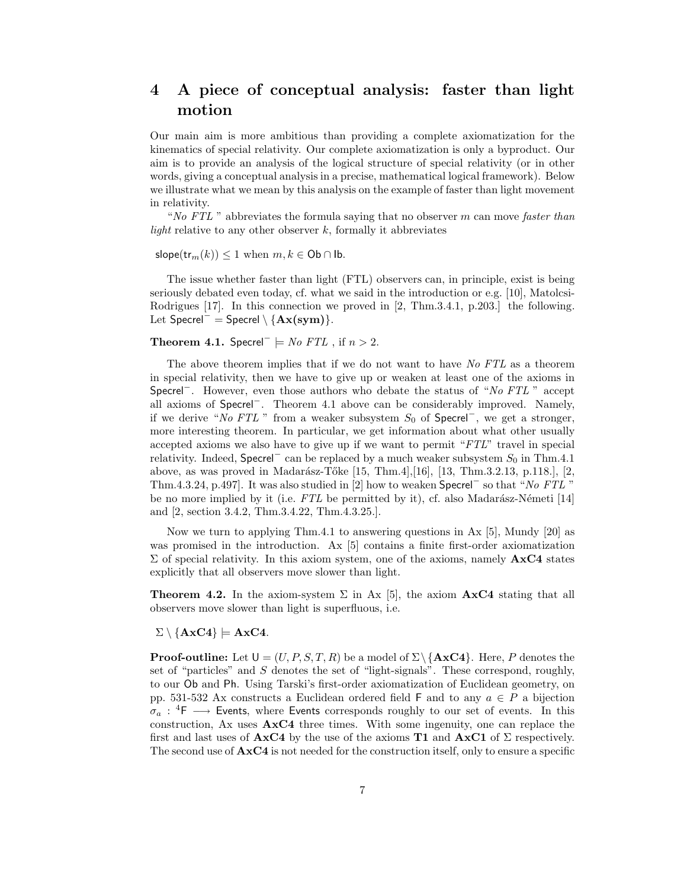## 4 A piece of conceptual analysis: faster than light motion

Our main aim is more ambitious than providing a complete axiomatization for the kinematics of special relativity. Our complete axiomatization is only a byproduct. Our aim is to provide an analysis of the logical structure of special relativity (or in other words, giving a conceptual analysis in a precise, mathematical logical framework). Below we illustrate what we mean by this analysis on the example of faster than light movement in relativity.

"*No FTL*" abbreviates the formula saying that no observer $m$ can move *faster than light* relative to any other observer $k$, formally it abbreviates

$\mathsf{slope}(\mathsf{tr}_m(k)) \leq 1$ when $m, k \in \mathsf{Ob} \cap \mathsf{Ib}$.

The issue whether faster than light (FTL) observers can, in principle, exist is being seriously debated even today, cf. what we said in the introduction or e.g. [10], Matolcsi-Rodrigues [17]. In this connection we proved in [2, Thm.3.4.1, p.203.] the following. Let $\mathsf{Specrel}^- = \mathsf{Specrel} \setminus \{\mathbf{Ax(sym)}\}$.

**Theorem 4.1.** $\mathsf{Specrel}^- \models$ *No FTL* , if $n > 2$.

The above theorem implies that if we do not want to have *No FTL* as a theorem in special relativity, then we have to give up or weaken at least one of the axioms in $\mathsf{Specrel}^-$. However, even those authors who debate the status of "*No FTL*" accept all axioms of $\mathsf{Specrel}^-$. Theorem 4.1 above can be considerably improved. Namely, if we derive "*No FTL*" from a weaker subsystem $S_0$ of $\mathsf{Specrel}^-$, we get a stronger, more interesting theorem. In particular, we get information about what other usually accepted axioms we also have to give up if we want to permit "*FTL*" travel in special relativity. Indeed, $\mathsf{Specrel}^-$ can be replaced by a much weaker subsystem $S_0$ in Thm.4.1 above, as was proved in Madarász-Tőke [15, Thm.4],[16], [13, Thm.3.2.13, p.118.], [2, Thm.4.3.24, p.497]. It was also studied in [2] how to weaken $\mathsf{Specrel}^-$ so that "*No FTL*" be no more implied by it (i.e. *FTL* be permitted by it), cf. also Madarász-Németi [14] and [2, section 3.4.2, Thm.3.4.22, Thm.4.3.25.].

Now we turn to applying Thm.4.1 to answering questions in Ax [5], Mundy [20] as was promised in the introduction. Ax [5] contains a finite first-order axiomatization $\Sigma$ of special relativity. In this axiom system, one of the axioms, namely **AxC4** states explicitly that all observers move slower than light.

**Theorem 4.2.** In the axiom-system $\Sigma$ in Ax [5], the axiom **AxC4** stating that all observers move slower than light is superfluous, i.e.

$\Sigma \setminus \{\mathbf{AxC4}\} \models \mathbf{AxC4}$.

**Proof-outline:** Let $\mathsf{U} = (U, P, S, T, R)$ be a model of $\Sigma \setminus \{\mathbf{AxC4}\}$. Here, $P$ denotes the set of "particles" and $S$ denotes the set of "light-signals". These correspond, roughly, to our $\mathsf{Ob}$ and $\mathsf{Ph}$. Using Tarski's first-order axiomatization of Euclidean geometry, on pp. 531-532 Ax constructs a Euclidean ordered field $\mathsf{F}$ and to any $a \in P$ a bijection $\sigma_a : {}^4\mathsf{F} \longrightarrow \mathsf{Events}$, where $\mathsf{Events}$ corresponds roughly to our set of events. In this construction, Ax uses **AxC4** three times. With some ingenuity, one can replace the first and last uses of **AxC4** by the use of the axioms **T1** and **AxC1** of $\Sigma$ respectively. The second use of **AxC4** is not needed for the construction itself, only to ensure a specific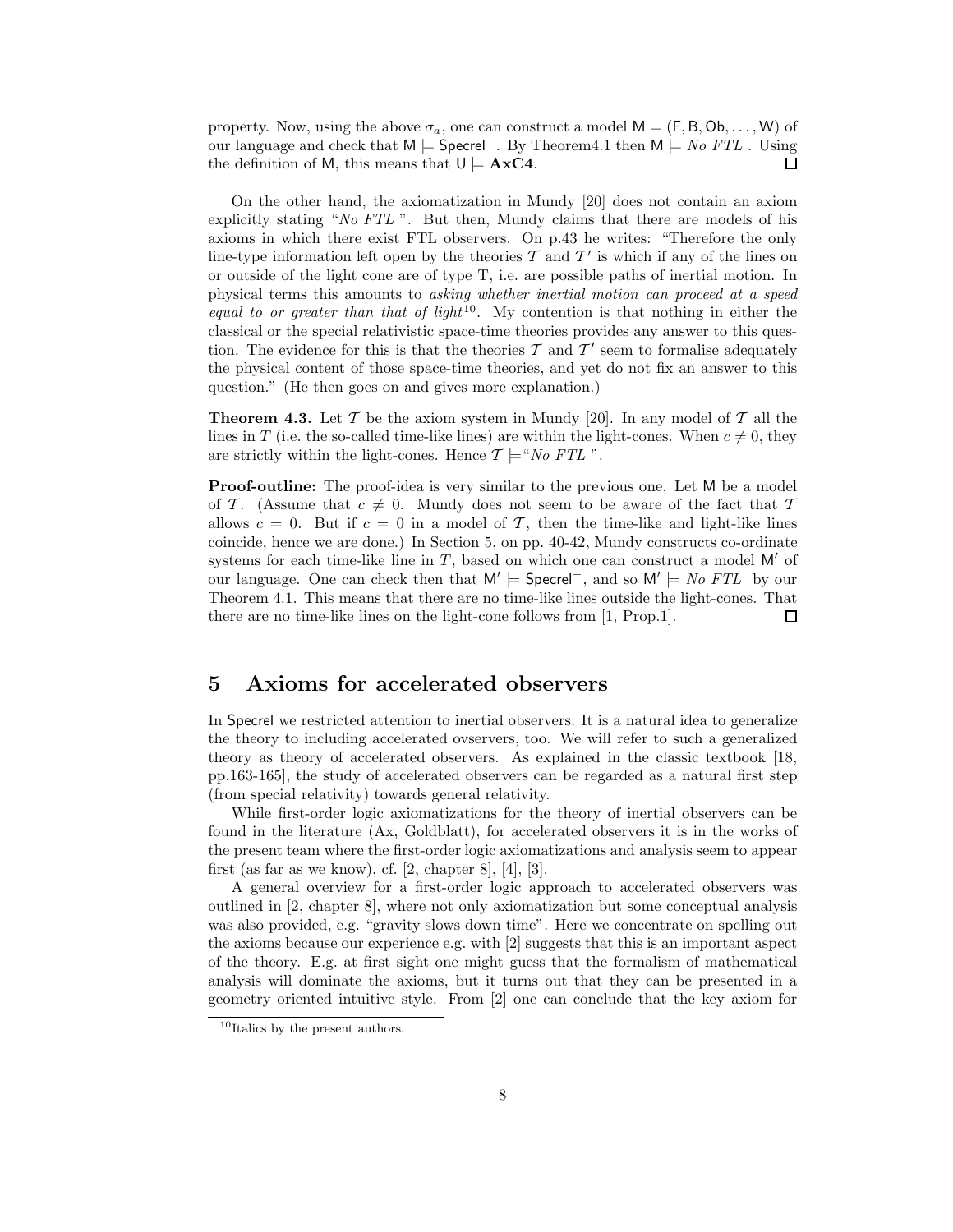property. Now, using the above $\sigma_a$, one can construct a model $\mathsf{M} = (\mathsf{F}, \mathsf{B}, \mathsf{Ob}, \dots, \mathsf{W})$ of our language and check that $\mathsf{M} \models \mathsf{Specrel}^-$. By Theorem4.1 then $\mathsf{M} \models$ *No FTL* . Using the definition of $\mathsf{M}$, this means that $\mathsf{U} \models \mathbf{AxC4}$. $\square$

On the other hand, the axiomatization in Mundy [20] does not contain an axiom explicitly stating "*No FTL* ". But then, Mundy claims that there are models of his axioms in which there exist FTL observers. On p.43 he writes: "Therefore the only line-type information left open by the theories $\mathcal{T}$ and $\mathcal{T}'$ is which if any of the lines on or outside of the light cone are of type T, i.e. are possible paths of inertial motion. In physical terms this amounts to *asking whether inertial motion can proceed at a speed equal to or greater than that of light*[10]. My contention is that nothing in either the classical or the special relativistic space-time theories provides any answer to this question. The evidence for this is that the theories $\mathcal{T}$ and $\mathcal{T}'$ seem to formalise adequately the physical content of those space-time theories, and yet do not fix an answer to this question." (He then goes on and gives more explanation.)

**Theorem 4.3.** Let $\mathcal{T}$ be the axiom system in Mundy [20]. In any model of $\mathcal{T}$ all the lines in $T$ (i.e. the so-called time-like lines) are within the light-cones. When $c \neq 0$, they are strictly within the light-cones. Hence $\mathcal{T} \models$"*No FTL* ".

**Proof-outline:** The proof-idea is very similar to the previous one. Let $\mathsf{M}$ be a model of $\mathcal{T}$. (Assume that $c \neq 0$. Mundy does not seem to be aware of the fact that $\mathcal{T}$ allows $c = 0$. But if $c = 0$ in a model of $\mathcal{T}$, then the time-like and light-like lines coincide, hence we are done.) In Section 5, on pp. 40-42, Mundy constructs co-ordinate systems for each time-like line in $T$, based on which one can construct a model $\mathsf{M}'$ of our language. One can check then that $\mathsf{M}' \models \mathsf{Specrel}^-$, and so $\mathsf{M}' \models$ *No FTL* by our Theorem 4.1. This means that there are no time-like lines outside the light-cones. That there are no time-like lines on the light-cone follows from [1, Prop.1]. $\square$

## 5 Axioms for accelerated observers

In $\mathsf{Specrel}$ we restricted attention to inertial observers. It is a natural idea to generalize the theory to including accelerated ovservers, too. We will refer to such a generalized theory as theory of accelerated observers. As explained in the classic textbook [18, pp.163-165], the study of accelerated observers can be regarded as a natural first step (from special relativity) towards general relativity.

While first-order logic axiomatizations for the theory of inertial observers can be found in the literature (Ax, Goldblatt), for accelerated observers it is in the works of the present team where the first-order logic axiomatizations and analysis seem to appear first (as far as we know), cf. [2, chapter 8], [4], [3].

A general overview for a first-order logic approach to accelerated observers was outlined in [2, chapter 8], where not only axiomatization but some conceptual analysis was also provided, e.g. "gravity slows down time". Here we concentrate on spelling out the axioms because our experience e.g. with [2] suggests that this is an important aspect of the theory. E.g. at first sight one might guess that the formalism of mathematical analysis will dominate the axioms, but it turns out that they can be presented in a geometry oriented intuitive style. From [2] one can conclude that the key axiom for

[10] Italics by the present authors.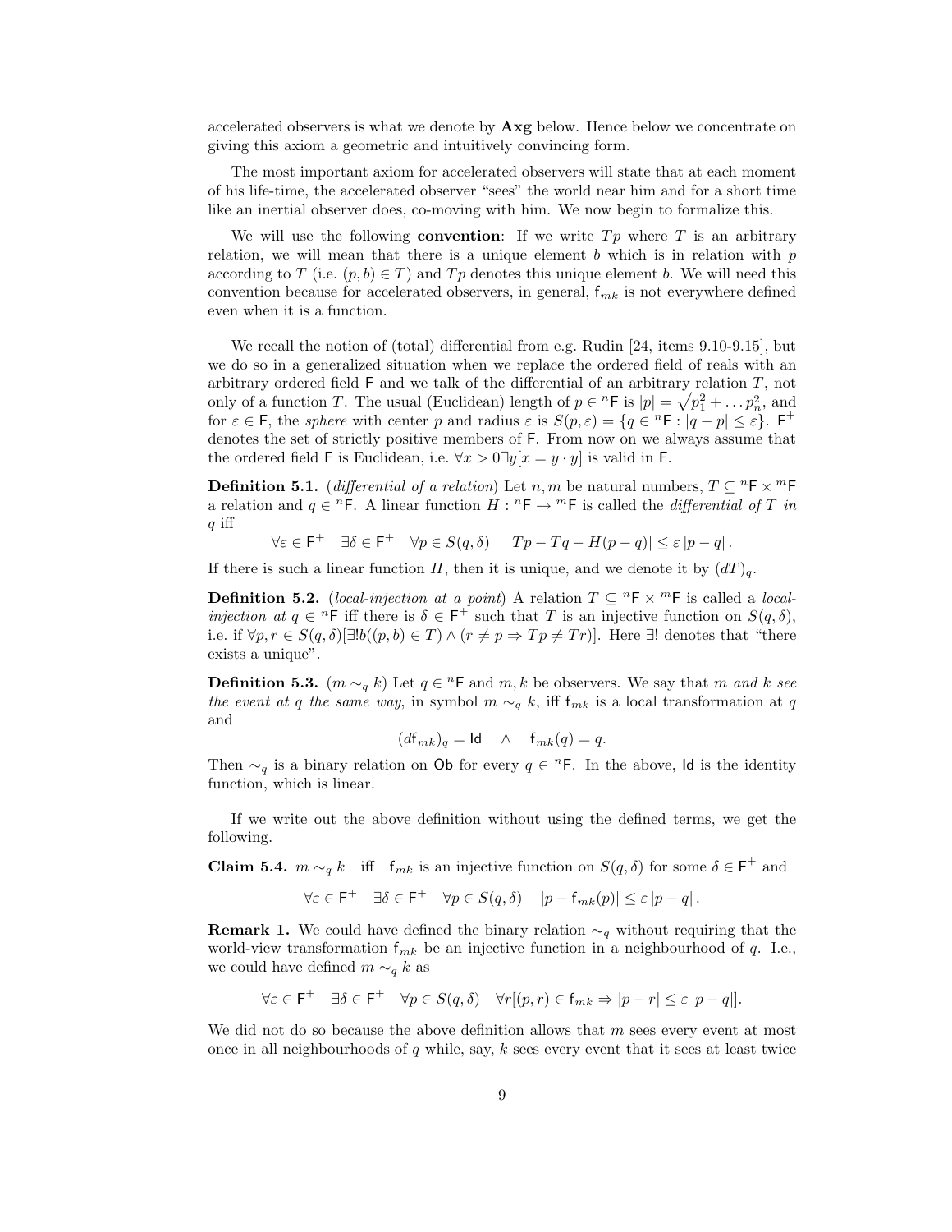accelerated observers is what we denote by **Axg** below. Hence below we concentrate on giving this axiom a geometric and intuitively convincing form.

The most important axiom for accelerated observers will state that at each moment of his life-time, the accelerated observer "sees" the world near him and for a short time like an inertial observer does, co-moving with him. We now begin to formalize this.

We will use the following **convention**: If we write $Tp$ where $T$ is an arbitrary relation, we will mean that there is a unique element $b$ which is in relation with $p$ according to $T$ (i.e. $(p,b) \in T$) and $Tp$ denotes this unique element $b$. We will need this convention because for accelerated observers, in general, $\mathsf{f}_{mk}$ is not everywhere defined even when it is a function.

We recall the notion of (total) differential from e.g. Rudin [24, items 9.10-9.15], but we do so in a generalized situation when we replace the ordered field of reals with an arbitrary ordered field $\mathsf{F}$ and we talk of the differential of an arbitrary relation $T$, not only of a function $T$. The usual (Euclidean) length of $p \in {}^n\mathsf{F}$ is $|p| = \sqrt{p_1^2 + \dots p_n^2}$, and for $\varepsilon \in \mathsf{F}$, the *sphere* with center $p$ and radius $\varepsilon$ is $S(p,\varepsilon) = \{q \in {}^n\mathsf{F} : |q-p| \le \varepsilon\}$. $\mathsf{F}^+$ denotes the set of strictly positive members of $\mathsf{F}$. From now on we always assume that the ordered field $\mathsf{F}$ is Euclidean, i.e. $\forall x > 0 \exists y[x = y \cdot y]$ is valid in $\mathsf{F}$.

**Definition 5.1.** (*differential of a relation*) Let $n, m$ be natural numbers, $T \subseteq {}^n\mathsf{F} \times {}^m\mathsf{F}$ a relation and $q \in {}^n\mathsf{F}$. A linear function $H : {}^n\mathsf{F} \to {}^m\mathsf{F}$ is called the *differential of $T$ in $q$* iff

$$\forall \varepsilon \in \mathsf{F}^+ \quad \exists \delta \in \mathsf{F}^+ \quad \forall p \in S(q,\delta) \quad |Tp - Tq - H(p-q)| \le \varepsilon\,|p-q|\,.$$

If there is such a linear function $H$, then it is unique, and we denote it by $(dT)_q$.

**Definition 5.2.** (*local-injection at a point*) A relation $T \subseteq {}^n\mathsf{F} \times {}^m\mathsf{F}$ is called a *local-injection at $q \in {}^n\mathsf{F}$* iff there is $\delta \in \mathsf{F}^+$ such that $T$ is an injective function on $S(q,\delta)$, i.e. if $\forall p, r \in S(q,\delta)[\exists! b((p,b) \in T) \wedge (r \ne p \Rightarrow Tp \ne Tr)]$. Here $\exists!$ denotes that "there exists a unique".

**Definition 5.3.** ($m \sim_q k$) Let $q \in {}^n\mathsf{F}$ and $m, k$ be observers. We say that *$m$ and $k$ see the event at $q$ the same way*, in symbol $m \sim_q k$, iff $\mathsf{f}_{mk}$ is a local transformation at $q$ and

$$(d\mathsf{f}_{mk})_q = \mathsf{Id} \quad \wedge \quad \mathsf{f}_{mk}(q) = q.$$

Then $\sim_q$ is a binary relation on $\mathsf{Ob}$ for every $q \in {}^n\mathsf{F}$. In the above, $\mathsf{Id}$ is the identity function, which is linear.

If we write out the above definition without using the defined terms, we get the following.

**Claim 5.4.** $m \sim_q k$ iff $\mathsf{f}_{mk}$ is an injective function on $S(q,\delta)$ for some $\delta \in \mathsf{F}^+$ and

$$\forall \varepsilon \in \mathsf{F}^+ \quad \exists \delta \in \mathsf{F}^+ \quad \forall p \in S(q,\delta) \quad |p - \mathsf{f}_{mk}(p)| \le \varepsilon\,|p-q|\,.$$

**Remark 1.** We could have defined the binary relation $\sim_q$ without requiring that the world-view transformation $\mathsf{f}_{mk}$ be an injective function in a neighbourhood of $q$. I.e., we could have defined $m \sim_q k$ as

$$\forall \varepsilon \in \mathsf{F}^+ \quad \exists \delta \in \mathsf{F}^+ \quad \forall p \in S(q,\delta) \quad \forall r[(p,r) \in \mathsf{f}_{mk} \Rightarrow |p - r| \le \varepsilon\,|p-q|].$$

We did not do so because the above definition allows that $m$ sees every event at most once in all neighbourhoods of $q$ while, say, $k$ sees every event that it sees at least twice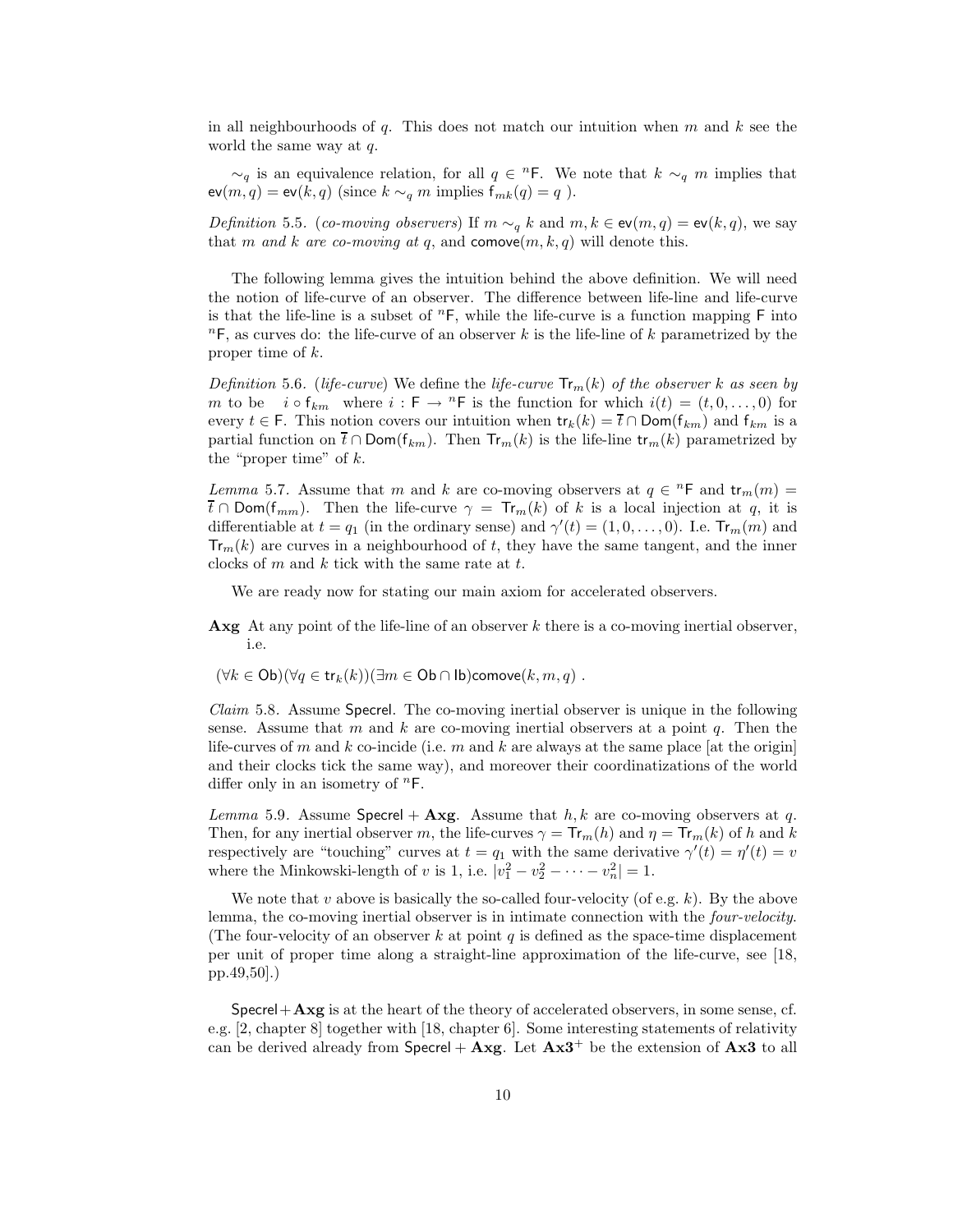in all neighbourhoods of $q$. This does not match our intuition when $m$ and $k$ see the world the same way at $q$.

$\sim_q$ is an equivalence relation, for all $q \in {}^n\mathsf{F}$. We note that $k \sim_q m$ implies that $\mathsf{ev}(m,q) = \mathsf{ev}(k,q)$ (since $k \sim_q m$ implies $\mathsf{f}_{mk}(q) = q$ ).

*Definition* 5.5. (*co-moving observers*) If $m \sim_q k$ and $m, k \in \mathsf{ev}(m,q) = \mathsf{ev}(k,q)$, we say that *$m$ and $k$ are co-moving at $q$*, and $\mathsf{comove}(m,k,q)$ will denote this.

The following lemma gives the intuition behind the above definition. We will need the notion of life-curve of an observer. The difference between life-line and life-curve is that the life-line is a subset of ${}^n\mathsf{F}$, while the life-curve is a function mapping $\mathsf{F}$ into ${}^n\mathsf{F}$, as curves do: the life-curve of an observer $k$ is the life-line of $k$ parametrized by the proper time of $k$.

*Definition* 5.6. (*life-curve*) We define the *life-curve $\mathsf{Tr}_m(k)$ of the observer $k$ as seen by $m$* to be $i \circ \mathsf{f}_{km}$ where $i : \mathsf{F} \to {}^n\mathsf{F}$ is the function for which $i(t) = (t, 0, \ldots, 0)$ for every $t \in \mathsf{F}$. This notion covers our intuition when $\mathsf{tr}_k(k) = \overline{t} \cap \mathsf{Dom}(\mathsf{f}_{km})$ and $\mathsf{f}_{km}$ is a partial function on $\overline{t} \cap \mathsf{Dom}(\mathsf{f}_{km})$. Then $\mathsf{Tr}_m(k)$ is the life-line $\mathsf{tr}_m(k)$ parametrized by the "proper time" of $k$.

*Lemma* 5.7. Assume that $m$ and $k$ are co-moving observers at $q \in {}^n\mathsf{F}$ and $\mathsf{tr}_m(m) = \overline{t} \cap \mathsf{Dom}(\mathsf{f}_{mm})$. Then the life-curve $\gamma = \mathsf{Tr}_m(k)$ of $k$ is a local injection at $q$, it is differentiable at $t = q_1$ (in the ordinary sense) and $\gamma'(t) = (1, 0, \ldots, 0)$. I.e. $\mathsf{Tr}_m(m)$ and $\mathsf{Tr}_m(k)$ are curves in a neighbourhood of $t$, they have the same tangent, and the inner clocks of $m$ and $k$ tick with the same rate at $t$.

We are ready now for stating our main axiom for accelerated observers.

**Axg** At any point of the life-line of an observer $k$ there is a co-moving inertial observer, i.e.

$(\forall k \in \mathsf{Ob})(\forall q \in \mathsf{tr}_k(k))(\exists m \in \mathsf{Ob} \cap \mathsf{Ib})\mathsf{comove}(k,m,q)$ .

*Claim* 5.8. Assume $\mathsf{Specrel}$. The co-moving inertial observer is unique in the following sense. Assume that $m$ and $k$ are co-moving inertial observers at a point $q$. Then the life-curves of $m$ and $k$ co-incide (i.e. $m$ and $k$ are always at the same place [at the origin] and their clocks tick the same way), and moreover their coordinatizations of the world differ only in an isometry of ${}^n\mathsf{F}$.

*Lemma* 5.9. Assume $\mathsf{Specrel} + \mathbf{Axg}$. Assume that $h, k$ are co-moving observers at $q$. Then, for any inertial observer $m$, the life-curves $\gamma = \mathsf{Tr}_m(h)$ and $\eta = \mathsf{Tr}_m(k)$ of $h$ and $k$ respectively are "touching" curves at $t = q_1$ with the same derivative $\gamma'(t) = \eta'(t) = v$ where the Minkowski-length of $v$ is 1, i.e. $|v_1^2 - v_2^2 - \cdots - v_n^2| = 1$.

We note that $v$ above is basically the so-called four-velocity (of e.g. $k$). By the above lemma, the co-moving inertial observer is in intimate connection with the *four-velocity*. (The four-velocity of an observer $k$ at point $q$ is defined as the space-time displacement per unit of proper time along a straight-line approximation of the life-curve, see [18, pp.49,50].)

$\mathsf{Specrel} + \mathbf{Axg}$ is at the heart of the theory of accelerated observers, in some sense, cf. e.g. [2, chapter 8] together with [18, chapter 6]. Some interesting statements of relativity can be derived already from $\mathsf{Specrel} + \mathbf{Axg}$. Let $\mathbf{Ax3}^+$ be the extension of $\mathbf{Ax3}$ to all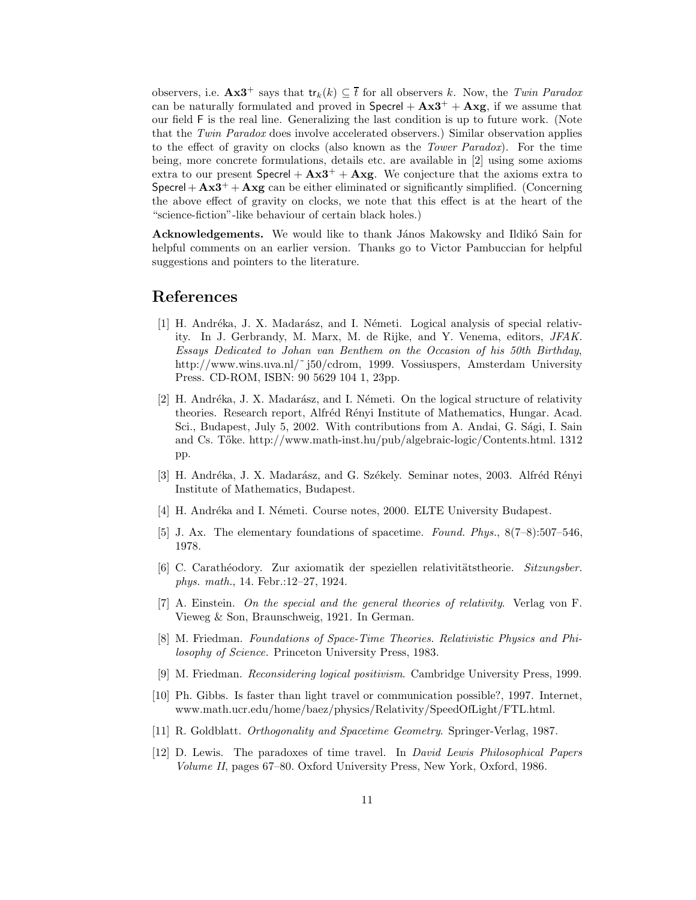observers, i.e. $\mathbf{Ax3}^+$ says that $\mathsf{tr}_k(k) \subseteq \bar{t}$ for all observers $k$. Now, the *Twin Paradox* can be naturally formulated and proved in $\mathsf{Specrel} + \mathbf{Ax3}^+ + \mathbf{Axg}$, if we assume that our field $\mathsf{F}$ is the real line. Generalizing the last condition is up to future work. (Note that the *Twin Paradox* does involve accelerated observers.) Similar observation applies to the effect of gravity on clocks (also known as the *Tower Paradox*). For the time being, more concrete formulations, details etc. are available in [2] using some axioms extra to our present $\mathsf{Specrel} + \mathbf{Ax3}^+ + \mathbf{Axg}$. We conjecture that the axioms extra to $\mathsf{Specrel} + \mathbf{Ax3}^+ + \mathbf{Axg}$ can be either eliminated or significantly simplified. (Concerning the above effect of gravity on clocks, we note that this effect is at the heart of the "science-fiction"-like behaviour of certain black holes.)

**Acknowledgements.** We would like to thank János Makowsky and Ildikó Sain for helpful comments on an earlier version. Thanks go to Victor Pambuccian for helpful suggestions and pointers to the literature.

# References

[1] H. Andréka, J. X. Madarász, and I. Németi. Logical analysis of special relativity. In J. Gerbrandy, M. Marx, M. de Rijke, and Y. Venema, editors, *JFAK. Essays Dedicated to Johan van Benthem on the Occasion of his 50th Birthday*, http://www.wins.uva.nl/~j50/cdrom, 1999. Vossiuspers, Amsterdam University Press. CD-ROM, ISBN: 90 5629 104 1, 23pp.

[2] H. Andréka, J. X. Madarász, and I. Németi. On the logical structure of relativity theories. Research report, Alfréd Rényi Institute of Mathematics, Hungar. Acad. Sci., Budapest, July 5, 2002. With contributions from A. Andai, G. Sági, I. Sain and Cs. Tőke. http://www.math-inst.hu/pub/algebraic-logic/Contents.html. 1312 pp.

[3] H. Andréka, J. X. Madarász, and G. Székely. Seminar notes, 2003. Alfréd Rényi Institute of Mathematics, Budapest.

[4] H. Andréka and I. Németi. Course notes, 2000. ELTE University Budapest.

[5] J. Ax. The elementary foundations of spacetime. *Found. Phys.*, 8(7–8):507–546, 1978.

[6] C. Carathéodory. Zur axiomatik der speziellen relativitätstheorie. *Sitzungsber. phys. math.*, 14. Febr.:12–27, 1924.

[7] A. Einstein. *On the special and the general theories of relativity*. Verlag von F. Vieweg & Son, Braunschweig, 1921. In German.

[8] M. Friedman. *Foundations of Space-Time Theories. Relativistic Physics and Philosophy of Science.* Princeton University Press, 1983.

[9] M. Friedman. *Reconsidering logical positivism*. Cambridge University Press, 1999.

[10] Ph. Gibbs. Is faster than light travel or communication possible?, 1997. Internet, www.math.ucr.edu/home/baez/physics/Relativity/SpeedOfLight/FTL.html.

[11] R. Goldblatt. *Orthogonality and Spacetime Geometry*. Springer-Verlag, 1987.

[12] D. Lewis. The paradoxes of time travel. In *David Lewis Philosophical Papers Volume II*, pages 67–80. Oxford University Press, New York, Oxford, 1986.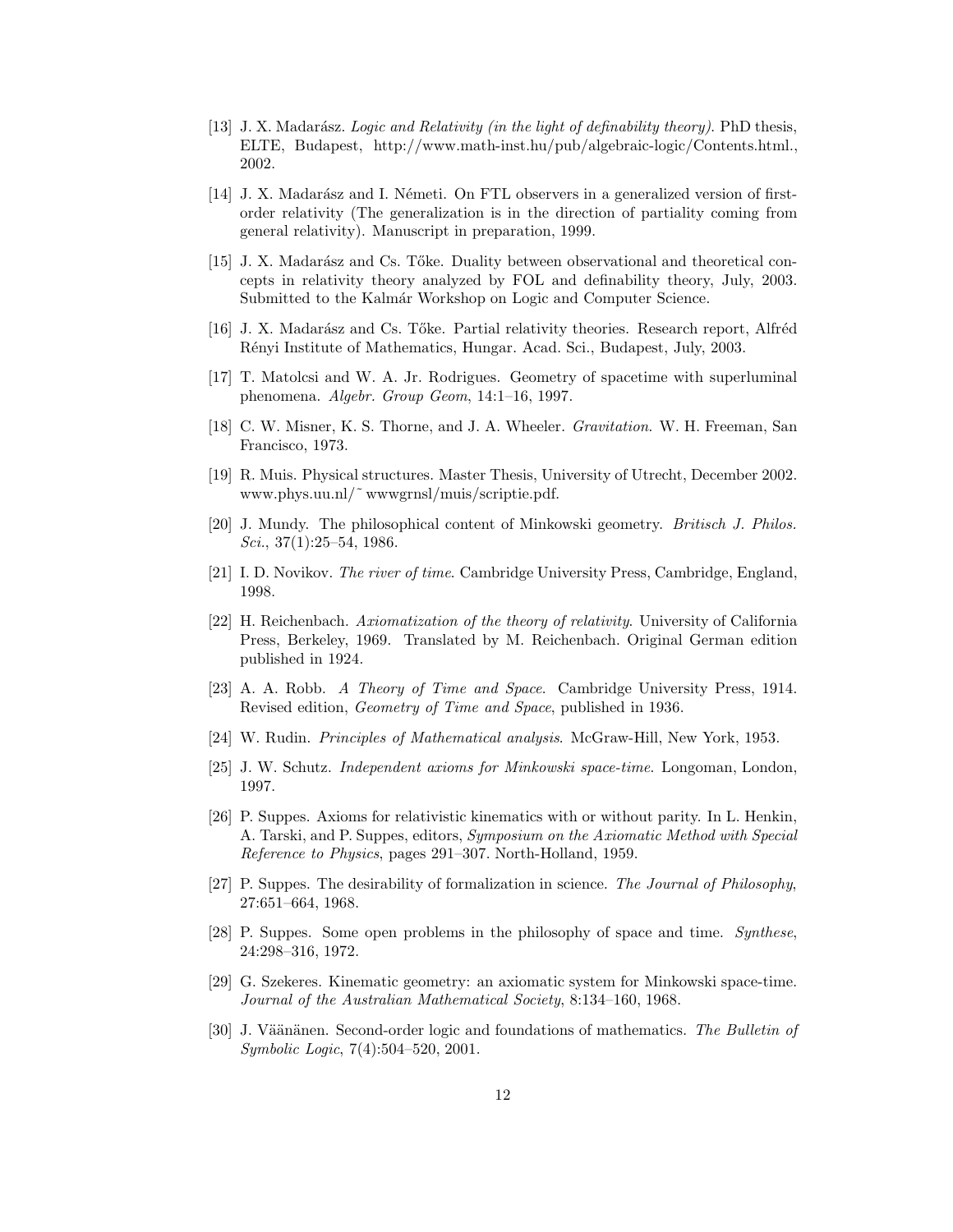[13] J. X. Madarász. *Logic and Relativity (in the light of definability theory)*. PhD thesis, ELTE, Budapest, http://www.math-inst.hu/pub/algebraic-logic/Contents.html., 2002.

[14] J. X. Madarász and I. Németi. On FTL observers in a generalized version of first-order relativity (The generalization is in the direction of partiality coming from general relativity). Manuscript in preparation, 1999.

[15] J. X. Madarász and Cs. Tőke. Duality between observational and theoretical concepts in relativity theory analyzed by FOL and definability theory, July, 2003. Submitted to the Kalmár Workshop on Logic and Computer Science.

[16] J. X. Madarász and Cs. Tőke. Partial relativity theories. Research report, Alfréd Rényi Institute of Mathematics, Hungar. Acad. Sci., Budapest, July, 2003.

[17] T. Matolcsi and W. A. Jr. Rodrigues. Geometry of spacetime with superluminal phenomena. *Algebr. Group Geom*, 14:1–16, 1997.

[18] C. W. Misner, K. S. Thorne, and J. A. Wheeler. *Gravitation*. W. H. Freeman, San Francisco, 1973.

[19] R. Muis. Physical structures. Master Thesis, University of Utrecht, December 2002. www.phys.uu.nl/˜ wwwgrnsl/muis/scriptie.pdf.

[20] J. Mundy. The philosophical content of Minkowski geometry. *Britisch J. Philos. Sci.*, 37(1):25–54, 1986.

[21] I. D. Novikov. *The river of time*. Cambridge University Press, Cambridge, England, 1998.

[22] H. Reichenbach. *Axiomatization of the theory of relativity*. University of California Press, Berkeley, 1969. Translated by M. Reichenbach. Original German edition published in 1924.

[23] A. A. Robb. *A Theory of Time and Space*. Cambridge University Press, 1914. Revised edition, *Geometry of Time and Space*, published in 1936.

[24] W. Rudin. *Principles of Mathematical analysis*. McGraw-Hill, New York, 1953.

[25] J. W. Schutz. *Independent axioms for Minkowski space-time*. Longoman, London, 1997.

[26] P. Suppes. Axioms for relativistic kinematics with or without parity. In L. Henkin, A. Tarski, and P. Suppes, editors, *Symposium on the Axiomatic Method with Special Reference to Physics*, pages 291–307. North-Holland, 1959.

[27] P. Suppes. The desirability of formalization in science. *The Journal of Philosophy*, 27:651–664, 1968.

[28] P. Suppes. Some open problems in the philosophy of space and time. *Synthese*, 24:298–316, 1972.

[29] G. Szekeres. Kinematic geometry: an axiomatic system for Minkowski space-time. *Journal of the Australian Mathematical Society*, 8:134–160, 1968.

[30] J. Väänänen. Second-order logic and foundations of mathematics. *The Bulletin of Symbolic Logic*, 7(4):504–520, 2001.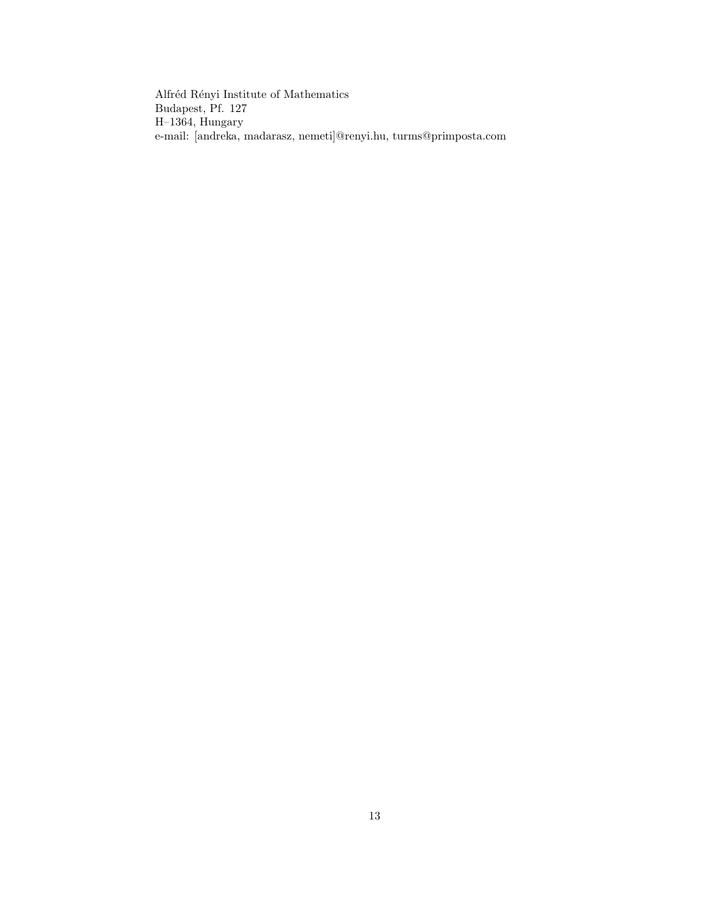Alfréd Rényi Institute of Mathematics
Budapest, Pf. 127
H–1364, Hungary
e-mail: [andreka, madarasz, nemeti]@renyi.hu, turms@primposta.com